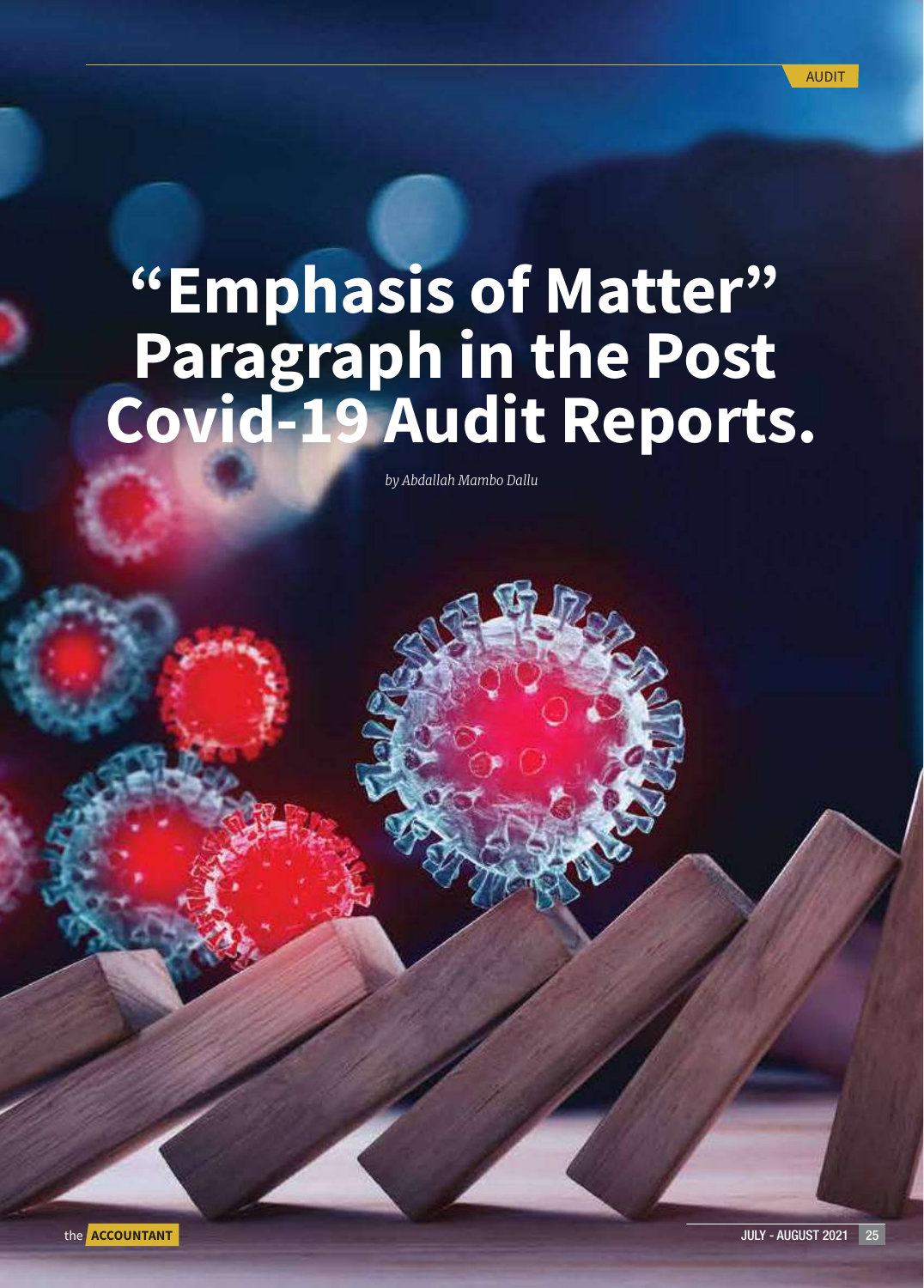# "Emphasis of Matter" Paragraph in the Post Covid-19 Audit Reports.

*by Abdallah Mambo Dallu*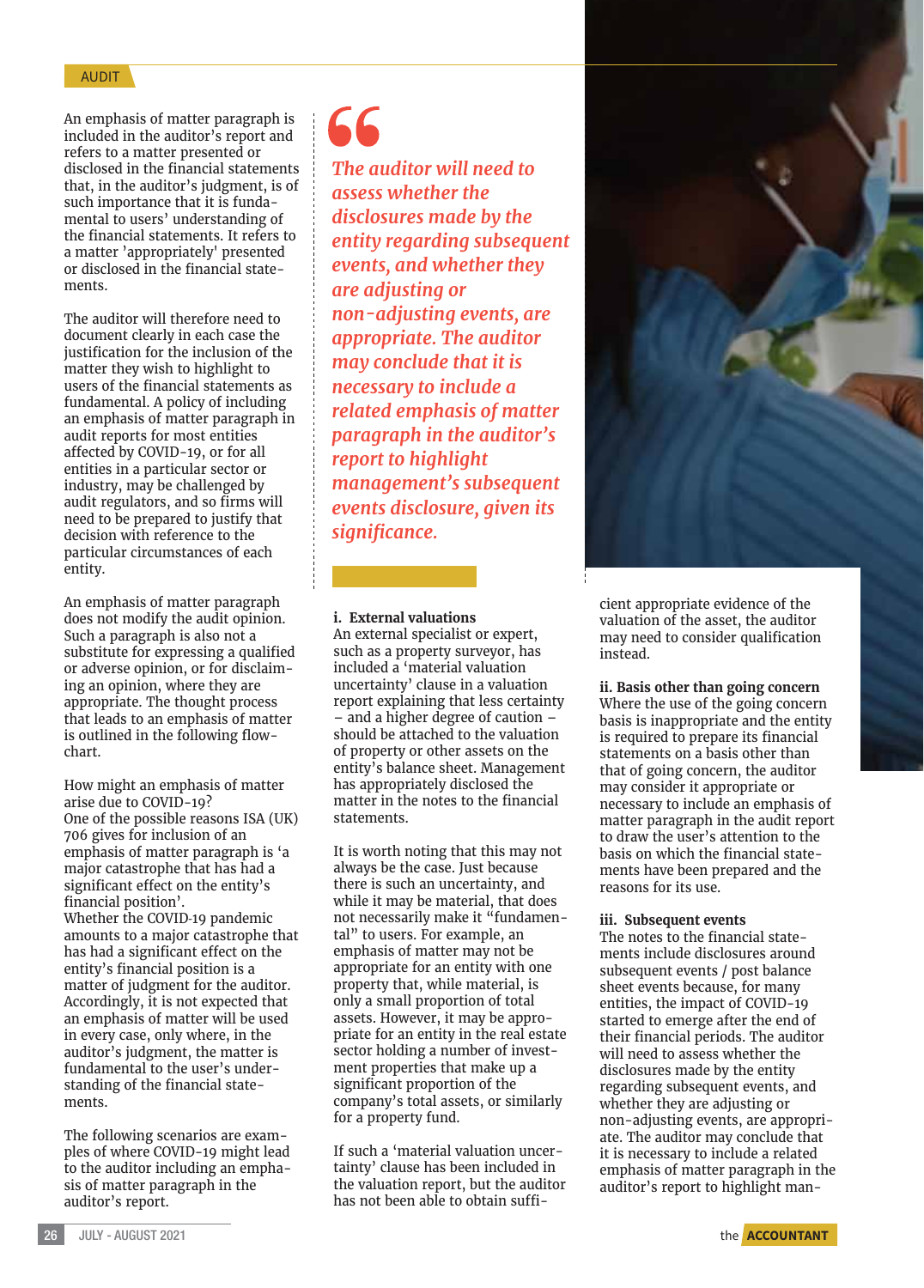AUDIT

An emphasis of matter paragraph is included in the auditor's report and refers to a matter presented or disclosed in the financial statements that, in the auditor's judgment, is of such importance that it is fundamental to users' understanding of the financial statements. It refers to a matter 'appropriately' presented or disclosed in the financial statements.

The auditor will therefore need to document clearly in each case the justification for the inclusion of the matter they wish to highlight to users of the financial statements as fundamental. A policy of including an emphasis of matter paragraph in audit reports for most entities affected by COVID-19, or for all entities in a particular sector or industry, may be challenged by audit regulators, and so firms will need to be prepared to justify that decision with reference to the particular circumstances of each entity.

An emphasis of matter paragraph does not modify the audit opinion. Such a paragraph is also not a substitute for expressing a qualified or adverse opinion, or for disclaiming an opinion, where they are appropriate. The thought process that leads to an emphasis of matter is outlined in the following flowchart.

How might an emphasis of matter arise due to COVID-19?
One of the possible reasons ISA (UK) 706 gives for inclusion of an emphasis of matter paragraph is 'a major catastrophe that has had a significant effect on the entity's financial position'.
Whether the COVID-19 pandemic amounts to a major catastrophe that has had a significant effect on the entity's financial position is a matter of judgment for the auditor. Accordingly, it is not expected that an emphasis of matter will be used in every case, only where, in the auditor's judgment, the matter is fundamental to the user's understanding of the financial statements.

The following scenarios are examples of where COVID-19 might lead to the auditor including an emphasis of matter paragraph in the auditor's report.

> *The auditor will need to assess whether the disclosures made by the entity regarding subsequent events, and whether they are adjusting or non-adjusting events, are appropriate. The auditor may conclude that it is necessary to include a related emphasis of matter paragraph in the auditor's report to highlight management's subsequent events disclosure, given its significance.*

**i. External valuations**
An external specialist or expert, such as a property surveyor, has included a 'material valuation uncertainty' clause in a valuation report explaining that less certainty – and a higher degree of caution – should be attached to the valuation of property or other assets on the entity's balance sheet. Management has appropriately disclosed the matter in the notes to the financial statements.

It is worth noting that this may not always be the case. Just because there is such an uncertainty, and while it may be material, that does not necessarily make it "fundamental" to users. For example, an emphasis of matter may not be appropriate for an entity with one property that, while material, is only a small proportion of total assets. However, it may be appropriate for an entity in the real estate sector holding a number of investment properties that make up a significant proportion of the company's total assets, or similarly for a property fund.

If such a 'material valuation uncertainty' clause has been included in the valuation report, but the auditor has not been able to obtain sufficient appropriate evidence of the valuation of the asset, the auditor may need to consider qualification instead.

**ii. Basis other than going concern**
Where the use of the going concern basis is inappropriate and the entity is required to prepare its financial statements on a basis other than that of going concern, the auditor may consider it appropriate or necessary to include an emphasis of matter paragraph in the audit report to draw the user's attention to the basis on which the financial statements have been prepared and the reasons for its use.

**iii. Subsequent events**
The notes to the financial statements include disclosures around subsequent events / post balance sheet events because, for many entities, the impact of COVID-19 started to emerge after the end of their financial periods. The auditor will need to assess whether the disclosures made by the entity regarding subsequent events, and whether they are adjusting or non-adjusting events, are appropriate. The auditor may conclude that it is necessary to include a related emphasis of matter paragraph in the auditor's report to highlight man-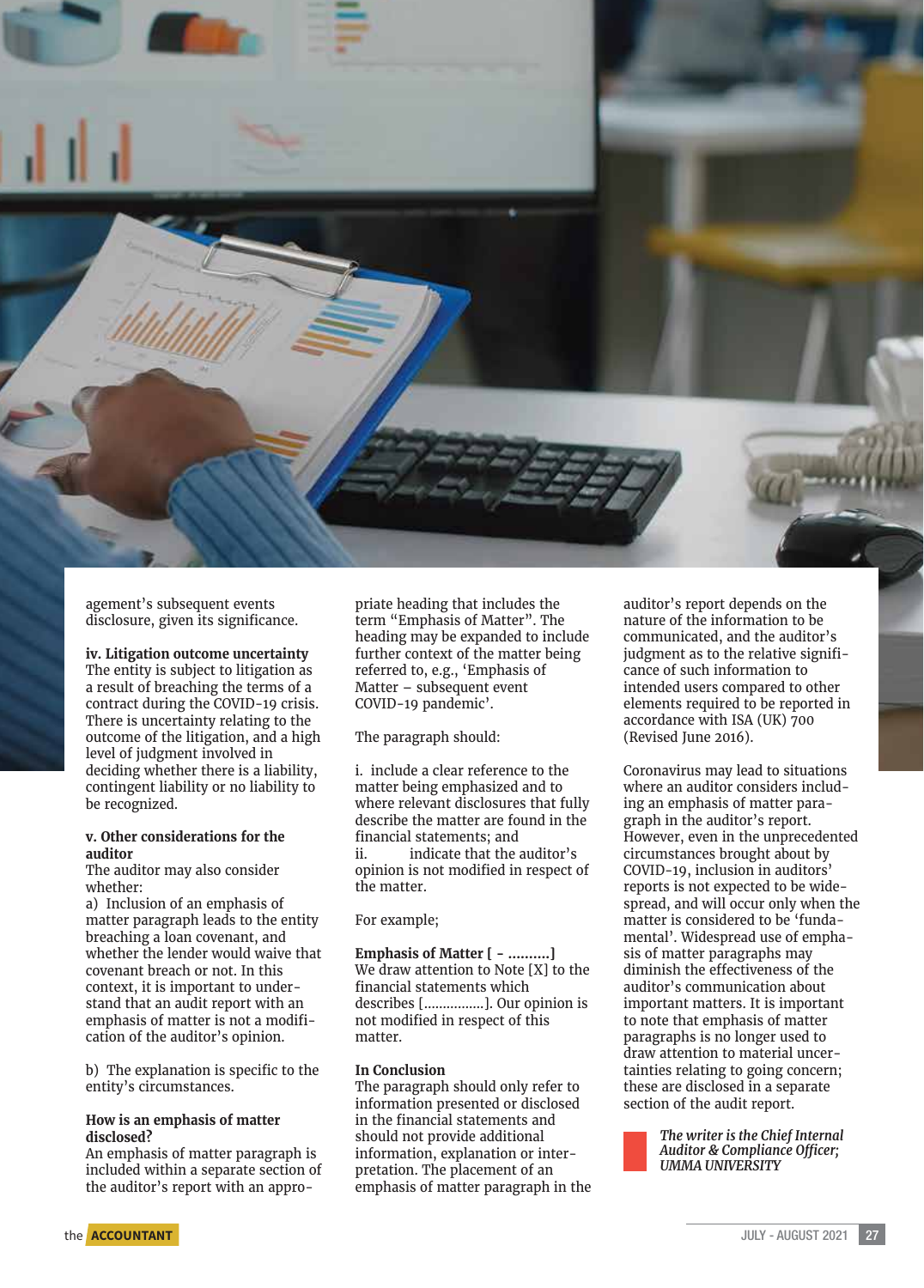agement's subsequent events disclosure, given its significance.

**iv. Litigation outcome uncertainty**

The entity is subject to litigation as a result of breaching the terms of a contract during the COVID-19 crisis. There is uncertainty relating to the outcome of the litigation, and a high level of judgment involved in deciding whether there is a liability, contingent liability or no liability to be recognized.

**v. Other considerations for the auditor**

The auditor may also consider whether:

a) Inclusion of an emphasis of matter paragraph leads to the entity breaching a loan covenant, and whether the lender would waive that covenant breach or not. In this context, it is important to understand that an audit report with an emphasis of matter is not a modification of the auditor's opinion.

b) The explanation is specific to the entity's circumstances.

**How is an emphasis of matter disclosed?**

An emphasis of matter paragraph is included within a separate section of the auditor's report with an appropriate heading that includes the term "Emphasis of Matter". The heading may be expanded to include further context of the matter being referred to, e.g., 'Emphasis of Matter – subsequent event COVID-19 pandemic'.

The paragraph should:

i. include a clear reference to the matter being emphasized and to where relevant disclosures that fully describe the matter are found in the financial statements; and

ii. indicate that the auditor's opinion is not modified in respect of the matter.

For example;

**Emphasis of Matter [ - ..........]**

We draw attention to Note [X] to the financial statements which describes [................]. Our opinion is not modified in respect of this matter.

**In Conclusion**

The paragraph should only refer to information presented or disclosed in the financial statements and should not provide additional information, explanation or interpretation. The placement of an emphasis of matter paragraph in the auditor's report depends on the nature of the information to be communicated, and the auditor's judgment as to the relative significance of such information to intended users compared to other elements required to be reported in accordance with ISA (UK) 700 (Revised June 2016).

Coronavirus may lead to situations where an auditor considers including an emphasis of matter paragraph in the auditor's report. However, even in the unprecedented circumstances brought about by COVID-19, inclusion in auditors' reports is not expected to be widespread, and will occur only when the matter is considered to be 'fundamental'. Widespread use of emphasis of matter paragraphs may diminish the effectiveness of the auditor's communication about important matters. It is important to note that emphasis of matter paragraphs is no longer used to draw attention to material uncertainties relating to going concern; these are disclosed in a separate section of the audit report.

*The writer is the Chief Internal Auditor & Compliance Officer; UMMA UNIVERSITY*